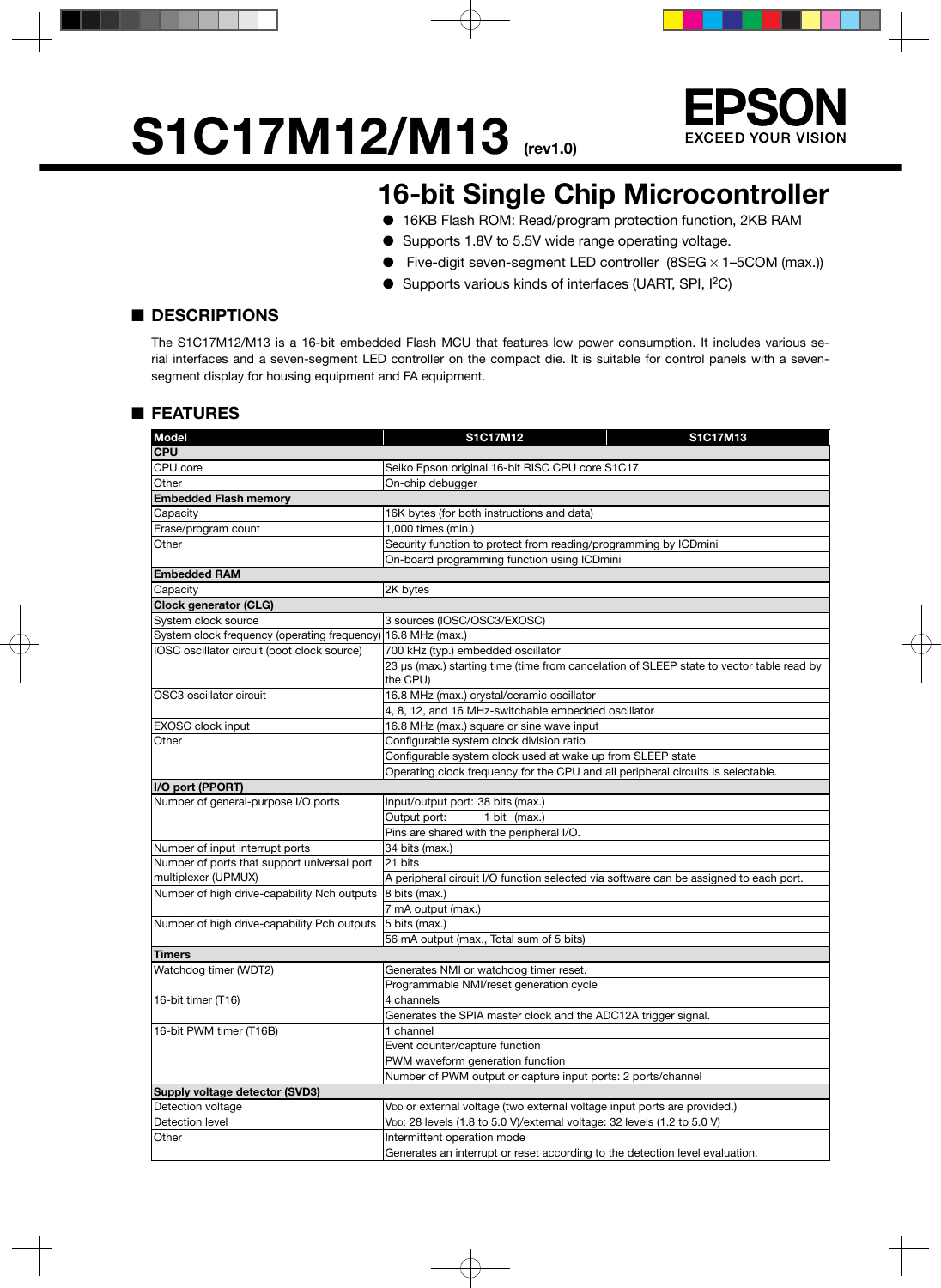# S1C17M12/M13 (rev1.0)

EPSON
EXCEED YOUR VISION

## 16-bit Single Chip Microcontroller

- 16KB Flash ROM: Read/program protection function, 2KB RAM
- Supports 1.8V to 5.5V wide range operating voltage.
- Five-digit seven-segment LED controller (8SEG × 1–5COM (max.))
- Supports various kinds of interfaces (UART, SPI, I²C)

## ■ DESCRIPTIONS

The S1C17M12/M13 is a 16-bit embedded Flash MCU that features low power consumption. It includes various serial interfaces and a seven-segment LED controller on the compact die. It is suitable for control panels with a seven-segment display for housing equipment and FA equipment.

## ■ FEATURES

| Model | S1C17M12 | S1C17M13 |
|---|---|---|
| **CPU** | | |
| CPU core | Seiko Epson original 16-bit RISC CPU core S1C17 | |
| Other | On-chip debugger | |
| **Embedded Flash memory** | | |
| Capacity | 16K bytes (for both instructions and data) | |
| Erase/program count | 1,000 times (min.) | |
| Other | Security function to protect from reading/programming by ICDmini | |
| | On-board programming function using ICDmini | |
| **Embedded RAM** | | |
| Capacity | 2K bytes | |
| **Clock generator (CLG)** | | |
| System clock source | 3 sources (IOSC/OSC3/EXOSC) | |
| System clock frequency (operating frequency) | 16.8 MHz (max.) | |
| IOSC oscillator circuit (boot clock source) | 700 kHz (typ.) embedded oscillator | |
| | 23 µs (max.) starting time (time from cancelation of SLEEP state to vector table read by the CPU) | |
| OSC3 oscillator circuit | 16.8 MHz (max.) crystal/ceramic oscillator | |
| | 4, 8, 12, and 16 MHz-switchable embedded oscillator | |
| EXOSC clock input | 16.8 MHz (max.) square or sine wave input | |
| Other | Configurable system clock division ratio | |
| | Configurable system clock used at wake up from SLEEP state | |
| | Operating clock frequency for the CPU and all peripheral circuits is selectable. | |
| **I/O port (PPORT)** | | |
| Number of general-purpose I/O ports | Input/output port: 38 bits (max.) | |
| | Output port: 1 bit (max.) | |
| | Pins are shared with the peripheral I/O. | |
| Number of input interrupt ports | 34 bits (max.) | |
| Number of ports that support universal port multiplexer (UPMUX) | 21 bits | |
| | A peripheral circuit I/O function selected via software can be assigned to each port. | |
| Number of high drive-capability Nch outputs | 8 bits (max.) | |
| | 7 mA output (max.) | |
| Number of high drive-capability Pch outputs | 5 bits (max.) | |
| | 56 mA output (max., Total sum of 5 bits) | |
| **Timers** | | |
| Watchdog timer (WDT2) | Generates NMI or watchdog timer reset. | |
| | Programmable NMI/reset generation cycle | |
| 16-bit timer (T16) | 4 channels | |
| | Generates the SPIA master clock and the ADC12A trigger signal. | |
| 16-bit PWM timer (T16B) | 1 channel | |
| | Event counter/capture function | |
| | PWM waveform generation function | |
| | Number of PWM output or capture input ports: 2 ports/channel | |
| **Supply voltage detector (SVD3)** | | |
| Detection voltage | $V_{DD}$ or external voltage (two external voltage input ports are provided.) | |
| Detection level | $V_{DD}$: 28 levels (1.8 to 5.0 V)/external voltage: 32 levels (1.2 to 5.0 V) | |
| Other | Intermittent operation mode | |
| | Generates an interrupt or reset according to the detection level evaluation. | |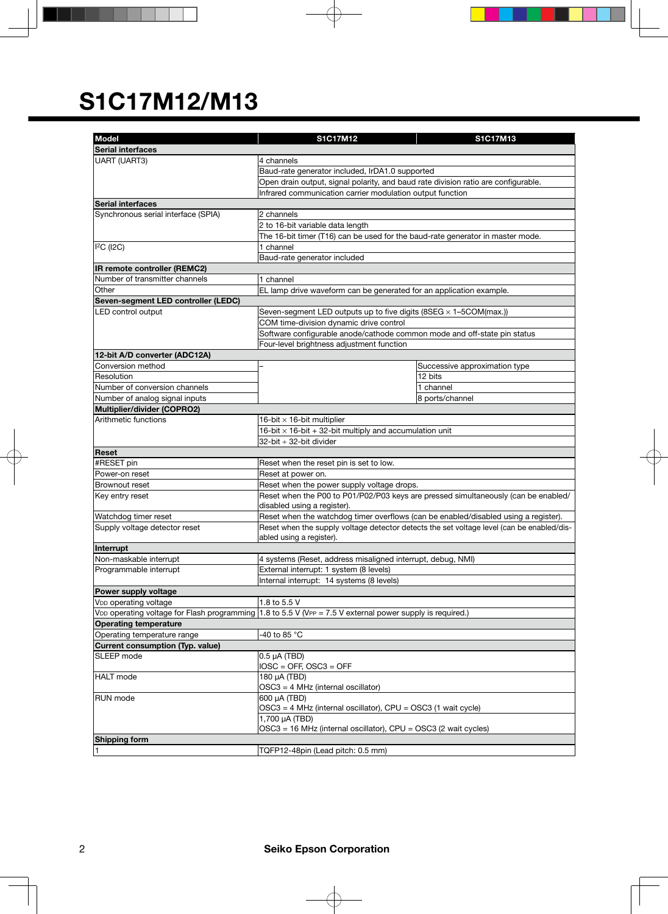# S1C17M12/M13

| Model | S1C17M12 | S1C17M13 |
|---|---|---|
| **Serial interfaces** | | |
| UART (UART3) | 4 channels | |
| | Baud-rate generator included, IrDA1.0 supported | |
| | Open drain output, signal polarity, and baud rate division ratio are configurable. | |
| | Infrared communication carrier modulation output function | |
| **Serial interfaces** | | |
| Synchronous serial interface (SPIA) | 2 channels | |
| | 2 to 16-bit variable data length | |
| | The 16-bit timer (T16) can be used for the baud-rate generator in master mode. | |
| I$^2$C (I2C) | 1 channel | |
| | Baud-rate generator included | |
| **IR remote controller (REMC2)** | | |
| Number of transmitter channels | 1 channel | |
| Other | EL lamp drive waveform can be generated for an application example. | |
| **Seven-segment LED controller (LEDC)** | | |
| LED control output | Seven-segment LED outputs up to five digits (8SEG × 1–5COM(max.)) | |
| | COM time-division dynamic drive control | |
| | Software configurable anode/cathode common mode and off-state pin status | |
| | Four-level brightness adjustment function | |
| **12-bit A/D converter (ADC12A)** | | |
| Conversion method | – | Successive approximation type |
| Resolution | | 12 bits |
| Number of conversion channels | | 1 channel |
| Number of analog signal inputs | | 8 ports/channel |
| **Multiplier/divider (COPRO2)** | | |
| Arithmetic functions | 16-bit × 16-bit multiplier | |
| | 16-bit × 16-bit + 32-bit multiply and accumulation unit | |
| | 32-bit ÷ 32-bit divider | |
| **Reset** | | |
| #RESET pin | Reset when the reset pin is set to low. | |
| Power-on reset | Reset at power on. | |
| Brownout reset | Reset when the power supply voltage drops. | |
| Key entry reset | Reset when the P00 to P01/P02/P03 keys are pressed simultaneously (can be enabled/disabled using a register). | |
| Watchdog timer reset | Reset when the watchdog timer overflows (can be enabled/disabled using a register). | |
| Supply voltage detector reset | Reset when the supply voltage detector detects the set voltage level (can be enabled/disabled using a register). | |
| **Interrupt** | | |
| Non-maskable interrupt | 4 systems (Reset, address misaligned interrupt, debug, NMI) | |
| Programmable interrupt | External interrupt: 1 system (8 levels) | |
| | Internal interrupt: 14 systems (8 levels) | |
| **Power supply voltage** | | |
| $V_{DD}$ operating voltage | 1.8 to 5.5 V | |
| $V_{DD}$ operating voltage for Flash programming | 1.8 to 5.5 V ($V_{PP}$ = 7.5 V external power supply is required.) | |
| **Operating temperature** | | |
| Operating temperature range | -40 to 85 °C | |
| **Current consumption (Typ. value)** | | |
| SLEEP mode | 0.5 µA (TBD)<br>IOSC = OFF, OSC3 = OFF | |
| HALT mode | 180 µA (TBD)<br>OSC3 = 4 MHz (internal oscillator) | |
| RUN mode | 600 µA (TBD)<br>OSC3 = 4 MHz (internal oscillator), CPU = OSC3 (1 wait cycle) | |
| | 1,700 µA (TBD)<br>OSC3 = 16 MHz (internal oscillator), CPU = OSC3 (2 wait cycles) | |
| **Shipping form** | | |
| 1 | TQFP12-48pin (Lead pitch: 0.5 mm) | |

**Seiko Epson Corporation**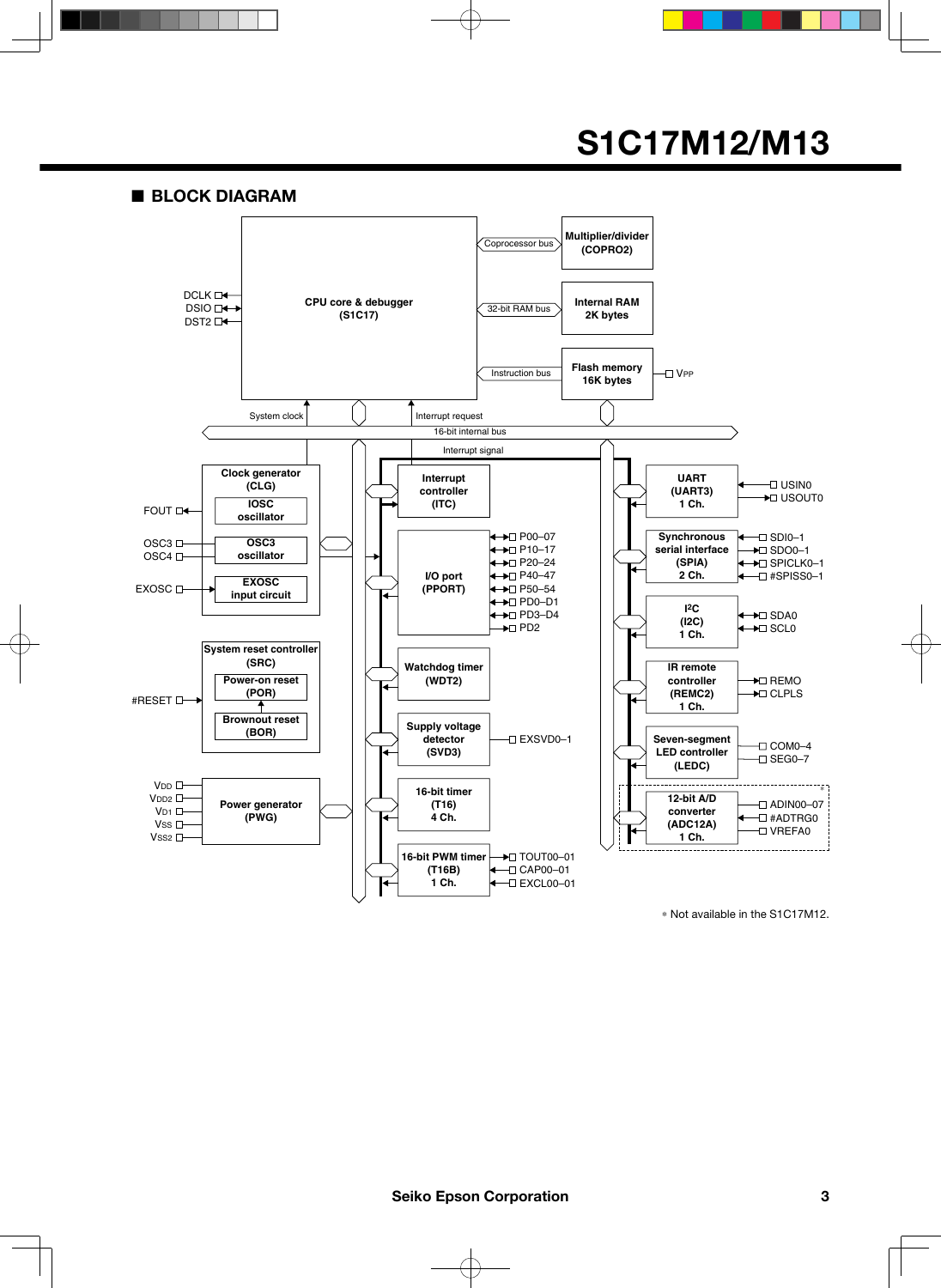## ■ BLOCK DIAGRAM

CPU core & debugger (S1C17)

DCLK, DSIO, DST2

Coprocessor bus — Multiplier/divider (COPRO2)

32-bit RAM bus — Internal RAM 2K bytes

Instruction bus — Flash memory 16K bytes — VPP

System clock

Interrupt request

16-bit internal bus

Interrupt signal

Clock generator (CLG)
- IOSC oscillator — FOUT
- OSC3 oscillator — OSC3, OSC4
- EXOSC input circuit — EXOSC

System reset controller (SRC)
- Power-on reset (POR)
- Brownout reset (BOR)
- #RESET

Power generator (PWG) — $V_{DD}$, $V_{DD2}$, $V_{D1}$, $V_{SS}$, $V_{SS2}$

Interrupt controller (ITC)

I/O port (PPORT) — P00–07, P10–17, P20–24, P40–47, P50–54, PD0–D1, PD3–D4, PD2

Watchdog timer (WDT2)

Supply voltage detector (SVD3) — EXSVD0–1

16-bit timer (T16) 4 Ch.

16-bit PWM timer (T16B) 1 Ch. — TOUT00–01, CAP00–01, EXCL00–01

UART (UART3) 1 Ch. — USIN0, USOUT0

Synchronous serial interface (SPIA) 2 Ch. — SDI0–1, SDO0–1, SPICLK0–1, #SPISS0–1

I²C (I2C) 1 Ch. — SDA0, SCL0

IR remote controller (REMC2) 1 Ch. — REMO, CLPLS

Seven-segment LED controller (LEDC) — COM0–4, SEG0–7

12-bit A/D converter (ADC12A) 1 Ch. * — ADIN00–07, #ADTRG0, VREFA0

* Not available in the S1C17M12.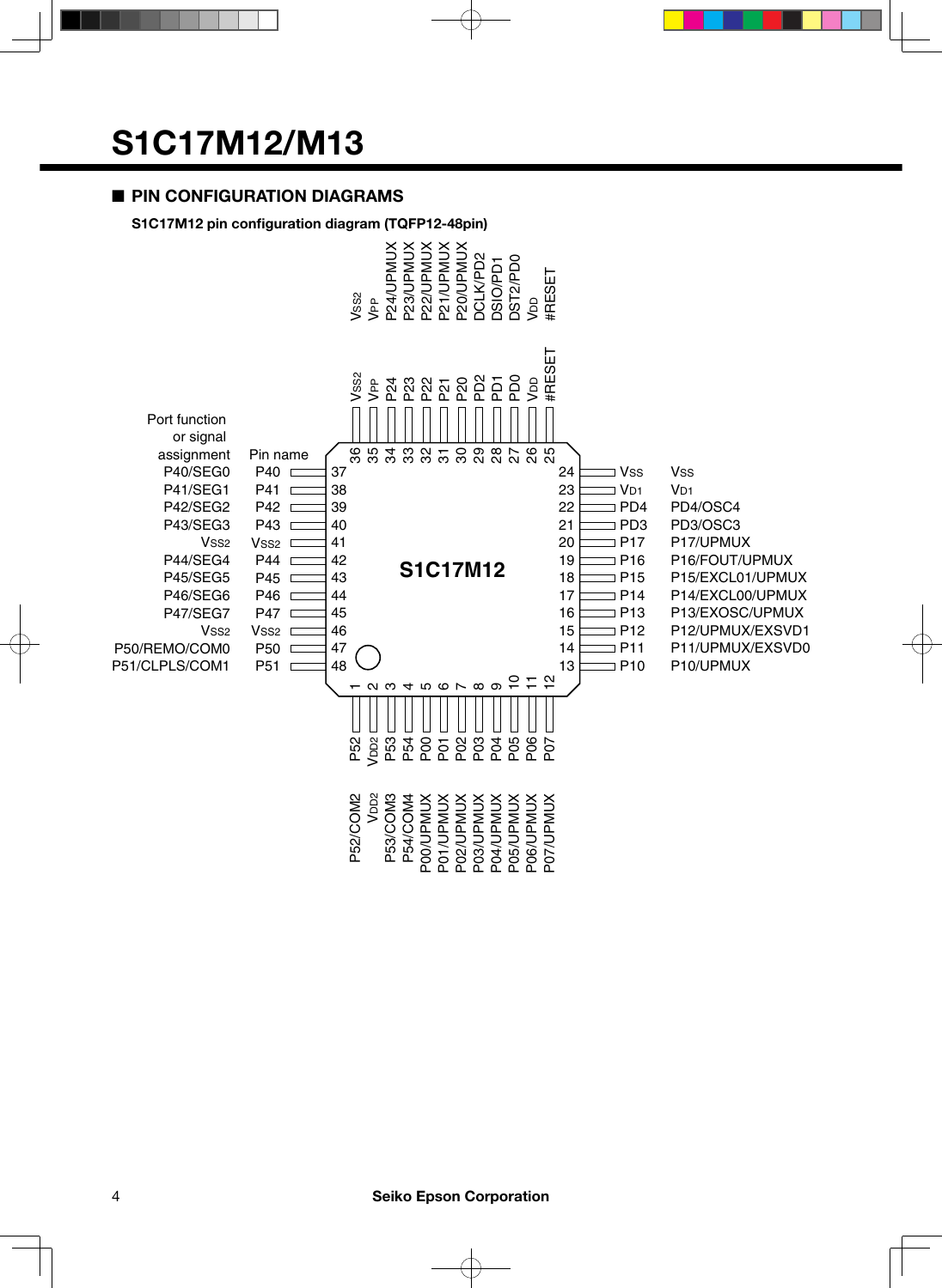# S1C17M12/M13

## ■ PIN CONFIGURATION DIAGRAMS

**S1C17M12 pin configuration diagram (TQFP12-48pin)**

S1C17M12

| No. | Pin name | Port function or signal assignment |
|---|---|---|
| 1 | P52 | P52/COM2 |
| 2 | $V_{DD2}$ | $V_{DD2}$ |
| 3 | P53 | P53/COM3 |
| 4 | P54 | P54/COM4 |
| 5 | P00 | P00/UPMUX |
| 6 | P01 | P01/UPMUX |
| 7 | P02 | P02/UPMUX |
| 8 | P03 | P03/UPMUX |
| 9 | P04 | P04/UPMUX |
| 10 | P05 | P05/UPMUX |
| 11 | P06 | P06/UPMUX |
| 12 | P07 | P07/UPMUX |
| 13 | P10 | P10/UPMUX |
| 14 | P11 | P11/UPMUX/EXSVD0 |
| 15 | P12 | P12/UPMUX/EXSVD1 |
| 16 | P13 | P13/EXOSC/UPMUX |
| 17 | P14 | P14/EXCL00/UPMUX |
| 18 | P15 | P15/EXCL01/UPMUX |
| 19 | P16 | P16/FOUT/UPMUX |
| 20 | P17 | P17/UPMUX |
| 21 | PD3 | PD3/OSC3 |
| 22 | PD4 | PD4/OSC4 |
| 23 | $V_{D1}$ | $V_{D1}$ |
| 24 | $V_{SS}$ | $V_{SS}$ |
| 25 | #RESET | #RESET |
| 26 | $V_{DD}$ | $V_{DD}$ |
| 27 | PD0 | DST2/PD0 |
| 28 | PD1 | DSIO/PD1 |
| 29 | PD2 | DCLK/PD2 |
| 30 | P20 | P20/UPMUX |
| 31 | P21 | P21/UPMUX |
| 32 | P22 | P22/UPMUX |
| 33 | P23 | P23/UPMUX |
| 34 | P24 | P24/UPMUX |
| 35 | $V_{PP}$ | $V_{PP}$ |
| 36 | $V_{SS2}$ | $V_{SS2}$ |
| 37 | P40 | P40/SEG0 |
| 38 | P41 | P41/SEG1 |
| 39 | P42 | P42/SEG2 |
| 40 | P43 | P43/SEG3 |
| 41 | $V_{SS2}$ | $V_{SS2}$ |
| 42 | P44 | P44/SEG4 |
| 43 | P45 | P45/SEG5 |
| 44 | P46 | P46/SEG6 |
| 45 | P47 | P47/SEG7 |
| 46 | $V_{SS2}$ | $V_{SS2}$ |
| 47 | P50 | P50/REMO/COM0 |
| 48 | P51 | P51/CLPLS/COM1 |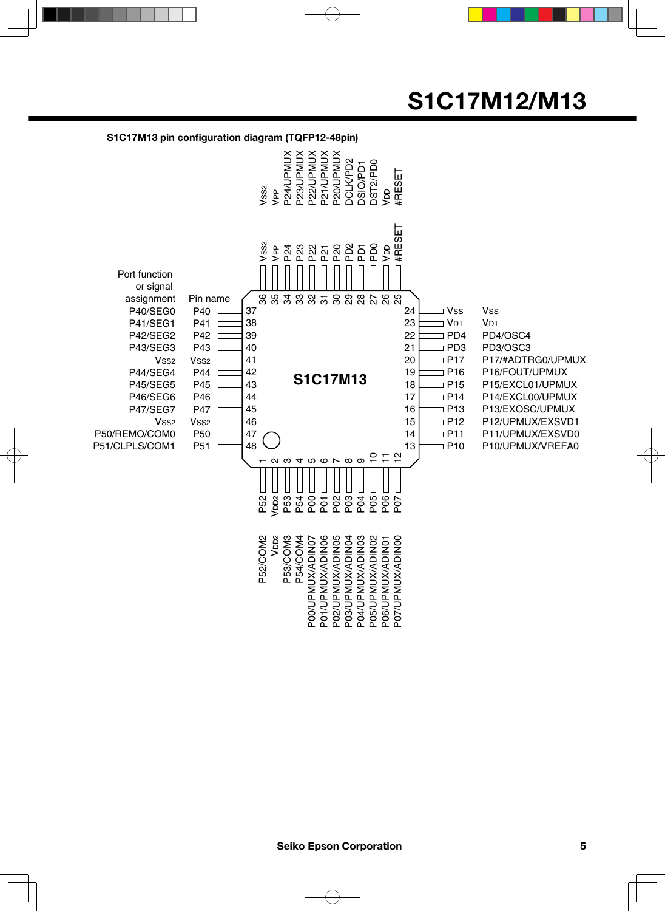**S1C17M13 pin configuration diagram (TQFP12-48pin)**

| Pin No. | Pin name | Port function or signal assignment |
|---|---|---|
| 1 | P52 | P52/COM2 |
| 2 | $V_{DD2}$ | $V_{DD2}$ |
| 3 | P53 | P53/COM3 |
| 4 | P54 | P54/COM4 |
| 5 | P00 | P00/UPMUX/ADIN07 |
| 6 | P01 | P01/UPMUX/ADIN06 |
| 7 | P02 | P02/UPMUX/ADIN05 |
| 8 | P03 | P03/UPMUX/ADIN04 |
| 9 | P04 | P04/UPMUX/ADIN03 |
| 10 | P05 | P05/UPMUX/ADIN02 |
| 11 | P06 | P06/UPMUX/ADIN01 |
| 12 | P07 | P07/UPMUX/ADIN00 |
| 13 | P10 | P10/UPMUX/VREFA0 |
| 14 | P11 | P11/UPMUX/EXSVD0 |
| 15 | P12 | P12/UPMUX/EXSVD1 |
| 16 | P13 | P13/EXOSC/UPMUX |
| 17 | P14 | P14/EXCL00/UPMUX |
| 18 | P15 | P15/EXCL01/UPMUX |
| 19 | P16 | P16/FOUT/UPMUX |
| 20 | P17 | P17/#ADTRG0/UPMUX |
| 21 | PD3 | PD3/OSC3 |
| 22 | PD4 | PD4/OSC4 |
| 23 | $V_{D1}$ | $V_{D1}$ |
| 24 | $V_{SS}$ | $V_{SS}$ |
| 25 | #RESET | #RESET |
| 26 | $V_{DD}$ | $V_{DD}$ |
| 27 | PD0 | DST2/PD0 |
| 28 | PD1 | DSIO/PD1 |
| 29 | PD2 | DCLK/PD2 |
| 30 | P20 | P20/UPMUX |
| 31 | P21 | P21/UPMUX |
| 32 | P22 | P22/UPMUX |
| 33 | P23 | P23/UPMUX |
| 34 | P24 | P24/UPMUX |
| 35 | $V_{PP}$ | $V_{PP}$ |
| 36 | $V_{SS2}$ | $V_{SS2}$ |
| 37 | P40 | P40/SEG0 |
| 38 | P41 | P41/SEG1 |
| 39 | P42 | P42/SEG2 |
| 40 | P43 | P43/SEG3 |
| 41 | $V_{SS2}$ | $V_{SS2}$ |
| 42 | P44 | P44/SEG4 |
| 43 | P45 | P45/SEG5 |
| 44 | P46 | P46/SEG6 |
| 45 | P47 | P47/SEG7 |
| 46 | $V_{SS2}$ | $V_{SS2}$ |
| 47 | P50 | P50/REMO/COM0 |
| 48 | P51 | P51/CLPLS/COM1 |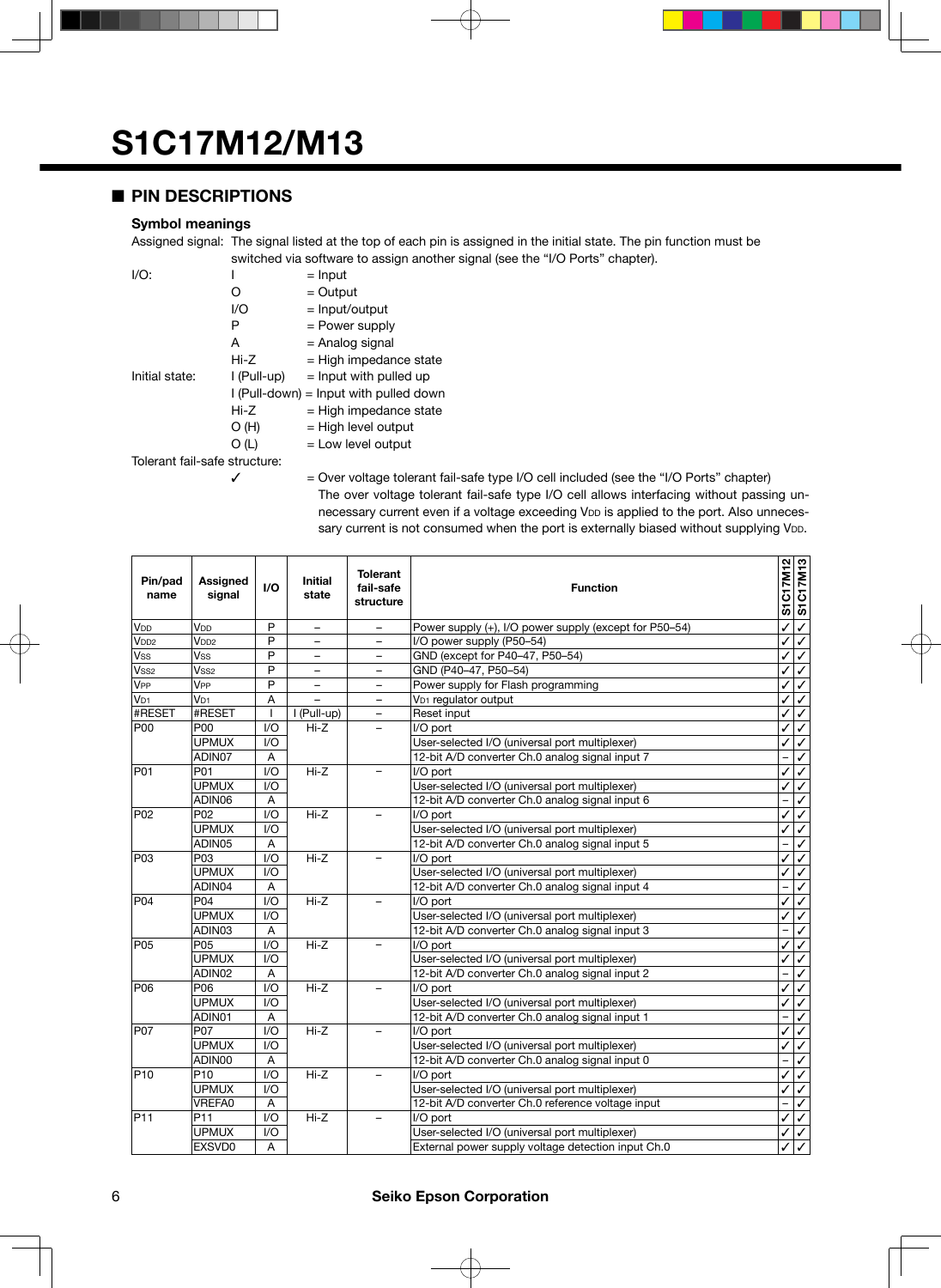# S1C17M12/M13

## ■ PIN DESCRIPTIONS

### Symbol meanings

Assigned signal: The signal listed at the top of each pin is assigned in the initial state. The pin function must be switched via software to assign another signal (see the "I/O Ports" chapter).

I/O:
- I = Input
- O = Output
- I/O = Input/output
- P = Power supply
- A = Analog signal
- Hi-Z = High impedance state

Initial state:
- I (Pull-up) = Input with pulled up
- I (Pull-down) = Input with pulled down
- Hi-Z = High impedance state
- O (H) = High level output
- O (L) = Low level output

Tolerant fail-safe structure:
- ✓ = Over voltage tolerant fail-safe type I/O cell included (see the "I/O Ports" chapter)
  The over voltage tolerant fail-safe type I/O cell allows interfacing without passing unnecessary current even if a voltage exceeding $V_{DD}$ is applied to the port. Also unnecessary current is not consumed when the port is externally biased without supplying $V_{DD}$.

| Pin/pad name | Assigned signal | I/O | Initial state | Tolerant fail-safe structure | Function | S1C17M12 | S1C17M13 |
|---|---|---|---|---|---|---|---|
| $V_{DD}$ | $V_{DD}$ | P | – | – | Power supply (+), I/O power supply (except for P50–54) | ✓ | ✓ |
| $V_{DD2}$ | $V_{DD2}$ | P | – | – | I/O power supply (P50–54) | ✓ | ✓ |
| $V_{SS}$ | $V_{SS}$ | P | – | – | GND (except for P40–47, P50–54) | ✓ | ✓ |
| $V_{SS2}$ | $V_{SS2}$ | P | – | – | GND (P40–47, P50–54) | ✓ | ✓ |
| $V_{PP}$ | $V_{PP}$ | P | – | – | Power supply for Flash programming | ✓ | ✓ |
| $V_{D1}$ | $V_{D1}$ | A | – | – | $V_{D1}$ regulator output | ✓ | ✓ |
| #RESET | #RESET | I | I (Pull-up) | – | Reset input | ✓ | ✓ |
| P00 | P00 | I/O | Hi-Z | – | I/O port | ✓ | ✓ |
| | UPMUX | I/O | | | User-selected I/O (universal port multiplexer) | ✓ | ✓ |
| | ADIN07 | A | | | 12-bit A/D converter Ch.0 analog signal input 7 | – | ✓ |
| P01 | P01 | I/O | Hi-Z | – | I/O port | ✓ | ✓ |
| | UPMUX | I/O | | | User-selected I/O (universal port multiplexer) | ✓ | ✓ |
| | ADIN06 | A | | | 12-bit A/D converter Ch.0 analog signal input 6 | – | ✓ |
| P02 | P02 | I/O | Hi-Z | – | I/O port | ✓ | ✓ |
| | UPMUX | I/O | | | User-selected I/O (universal port multiplexer) | ✓ | ✓ |
| | ADIN05 | A | | | 12-bit A/D converter Ch.0 analog signal input 5 | – | ✓ |
| P03 | P03 | I/O | Hi-Z | – | I/O port | ✓ | ✓ |
| | UPMUX | I/O | | | User-selected I/O (universal port multiplexer) | ✓ | ✓ |
| | ADIN04 | A | | | 12-bit A/D converter Ch.0 analog signal input 4 | – | ✓ |
| P04 | P04 | I/O | Hi-Z | – | I/O port | ✓ | ✓ |
| | UPMUX | I/O | | | User-selected I/O (universal port multiplexer) | ✓ | ✓ |
| | ADIN03 | A | | | 12-bit A/D converter Ch.0 analog signal input 3 | – | ✓ |
| P05 | P05 | I/O | Hi-Z | – | I/O port | ✓ | ✓ |
| | UPMUX | I/O | | | User-selected I/O (universal port multiplexer) | ✓ | ✓ |
| | ADIN02 | A | | | 12-bit A/D converter Ch.0 analog signal input 2 | – | ✓ |
| P06 | P06 | I/O | Hi-Z | – | I/O port | ✓ | ✓ |
| | UPMUX | I/O | | | User-selected I/O (universal port multiplexer) | ✓ | ✓ |
| | ADIN01 | A | | | 12-bit A/D converter Ch.0 analog signal input 1 | – | ✓ |
| P07 | P07 | I/O | Hi-Z | – | I/O port | ✓ | ✓ |
| | UPMUX | I/O | | | User-selected I/O (universal port multiplexer) | ✓ | ✓ |
| | ADIN00 | A | | | 12-bit A/D converter Ch.0 analog signal input 0 | – | ✓ |
| P10 | P10 | I/O | Hi-Z | – | I/O port | ✓ | ✓ |
| | UPMUX | I/O | | | User-selected I/O (universal port multiplexer) | ✓ | ✓ |
| | VREFA0 | A | | | 12-bit A/D converter Ch.0 reference voltage input | – | ✓ |
| P11 | P11 | I/O | Hi-Z | – | I/O port | ✓ | ✓ |
| | UPMUX | I/O | | | User-selected I/O (universal port multiplexer) | ✓ | ✓ |
| | EXSVD0 | A | | | External power supply voltage detection input Ch.0 | ✓ | ✓ |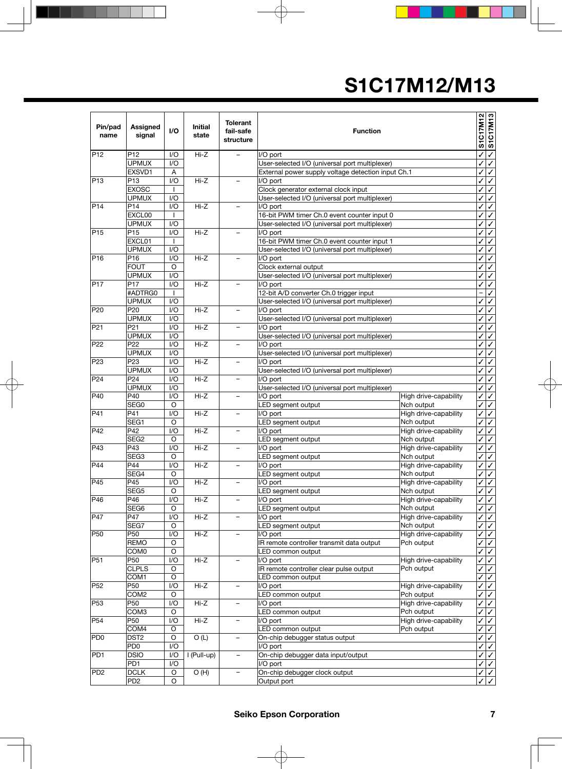| Pin/pad name | Assigned signal | I/O | Initial state | Tolerant fail-safe structure | Function | | S1C17M12 | S1C17M13 |
|---|---|---|---|---|---|---|---|---|
| P12 | P12 | I/O | Hi-Z | – | I/O port | | ✓ | ✓ |
| | UPMUX | I/O | | | User-selected I/O (universal port multiplexer) | | ✓ | ✓ |
| | EXSVD1 | A | | | External power supply voltage detection input Ch.1 | | ✓ | ✓ |
| P13 | P13 | I/O | Hi-Z | – | I/O port | | ✓ | ✓ |
| | EXOSC | I | | | Clock generator external clock input | | ✓ | ✓ |
| | UPMUX | I/O | | | User-selected I/O (universal port multiplexer) | | ✓ | ✓ |
| P14 | P14 | I/O | Hi-Z | – | I/O port | | ✓ | ✓ |
| | EXCL00 | I | | | 16-bit PWM timer Ch.0 event counter input 0 | | ✓ | ✓ |
| | UPMUX | I/O | | | User-selected I/O (universal port multiplexer) | | ✓ | ✓ |
| P15 | P15 | I/O | Hi-Z | – | I/O port | | ✓ | ✓ |
| | EXCL01 | I | | | 16-bit PWM timer Ch.0 event counter input 1 | | ✓ | ✓ |
| | UPMUX | I/O | | | User-selected I/O (universal port multiplexer) | | ✓ | ✓ |
| P16 | P16 | I/O | Hi-Z | – | I/O port | | ✓ | ✓ |
| | FOUT | O | | | Clock external output | | ✓ | ✓ |
| | UPMUX | I/O | | | User-selected I/O (universal port multiplexer) | | ✓ | ✓ |
| P17 | P17 | I/O | Hi-Z | – | I/O port | | ✓ | ✓ |
| | #ADTRG0 | I | | | 12-bit A/D converter Ch.0 trigger input | | – | ✓ |
| | UPMUX | I/O | | | User-selected I/O (universal port multiplexer) | | ✓ | ✓ |
| P20 | P20 | I/O | Hi-Z | – | I/O port | | ✓ | ✓ |
| | UPMUX | I/O | | | User-selected I/O (universal port multiplexer) | | ✓ | ✓ |
| P21 | P21 | I/O | Hi-Z | – | I/O port | | ✓ | ✓ |
| | UPMUX | I/O | | | User-selected I/O (universal port multiplexer) | | ✓ | ✓ |
| P22 | P22 | I/O | Hi-Z | – | I/O port | | ✓ | ✓ |
| | UPMUX | I/O | | | User-selected I/O (universal port multiplexer) | | ✓ | ✓ |
| P23 | P23 | I/O | Hi-Z | – | I/O port | | ✓ | ✓ |
| | UPMUX | I/O | | | User-selected I/O (universal port multiplexer) | | ✓ | ✓ |
| P24 | P24 | I/O | Hi-Z | – | I/O port | | ✓ | ✓ |
| | UPMUX | I/O | | | User-selected I/O (universal port multiplexer) | | ✓ | ✓ |
| P40 | P40 | I/O | Hi-Z | – | I/O port | High drive-capability | ✓ | ✓ |
| | SEG0 | O | | | LED segment output | Nch output | ✓ | ✓ |
| P41 | P41 | I/O | Hi-Z | – | I/O port | High drive-capability | ✓ | ✓ |
| | SEG1 | O | | | LED segment output | Nch output | ✓ | ✓ |
| P42 | P42 | I/O | Hi-Z | – | I/O port | High drive-capability | ✓ | ✓ |
| | SEG2 | O | | | LED segment output | Nch output | ✓ | ✓ |
| P43 | P43 | I/O | Hi-Z | – | I/O port | High drive-capability | ✓ | ✓ |
| | SEG3 | O | | | LED segment output | Nch output | ✓ | ✓ |
| P44 | P44 | I/O | Hi-Z | – | I/O port | High drive-capability | ✓ | ✓ |
| | SEG4 | O | | | LED segment output | Nch output | ✓ | ✓ |
| P45 | P45 | I/O | Hi-Z | – | I/O port | High drive-capability | ✓ | ✓ |
| | SEG5 | O | | | LED segment output | Nch output | ✓ | ✓ |
| P46 | P46 | I/O | Hi-Z | – | I/O port | High drive-capability | ✓ | ✓ |
| | SEG6 | O | | | LED segment output | Nch output | ✓ | ✓ |
| P47 | P47 | I/O | Hi-Z | – | I/O port | High drive-capability | ✓ | ✓ |
| | SEG7 | O | | | LED segment output | Nch output | ✓ | ✓ |
| P50 | P50 | I/O | Hi-Z | – | I/O port | High drive-capability | ✓ | ✓ |
| | REMO | O | | | IR remote controller transmit data output | Pch output | ✓ | ✓ |
| | COM0 | O | | | LED common output | | ✓ | ✓ |
| P51 | P50 | I/O | Hi-Z | – | I/O port | High drive-capability | ✓ | ✓ |
| | CLPLS | O | | | IR remote controller clear pulse output | Pch output | ✓ | ✓ |
| | COM1 | O | | | LED common output | | ✓ | ✓ |
| P52 | P50 | I/O | Hi-Z | – | I/O port | High drive-capability | ✓ | ✓ |
| | COM2 | O | | | LED common output | Pch output | ✓ | ✓ |
| P53 | P50 | I/O | Hi-Z | – | I/O port | High drive-capability | ✓ | ✓ |
| | COM3 | O | | | LED common output | Pch output | ✓ | ✓ |
| P54 | P50 | I/O | Hi-Z | – | I/O port | High drive-capability | ✓ | ✓ |
| | COM4 | O | | | LED common output | Pch output | ✓ | ✓ |
| PD0 | DST2 | O | O (L) | – | On-chip debugger status output | | ✓ | ✓ |
| | PD0 | I/O | | | I/O port | | ✓ | ✓ |
| PD1 | DSIO | I/O | I (Pull-up) | – | On-chip debugger data input/output | | ✓ | ✓ |
| | PD1 | I/O | | | I/O port | | ✓ | ✓ |
| PD2 | DCLK | O | O (H) | – | On-chip debugger clock output | | ✓ | ✓ |
| | PD2 | O | | | Output port | | ✓ | ✓ |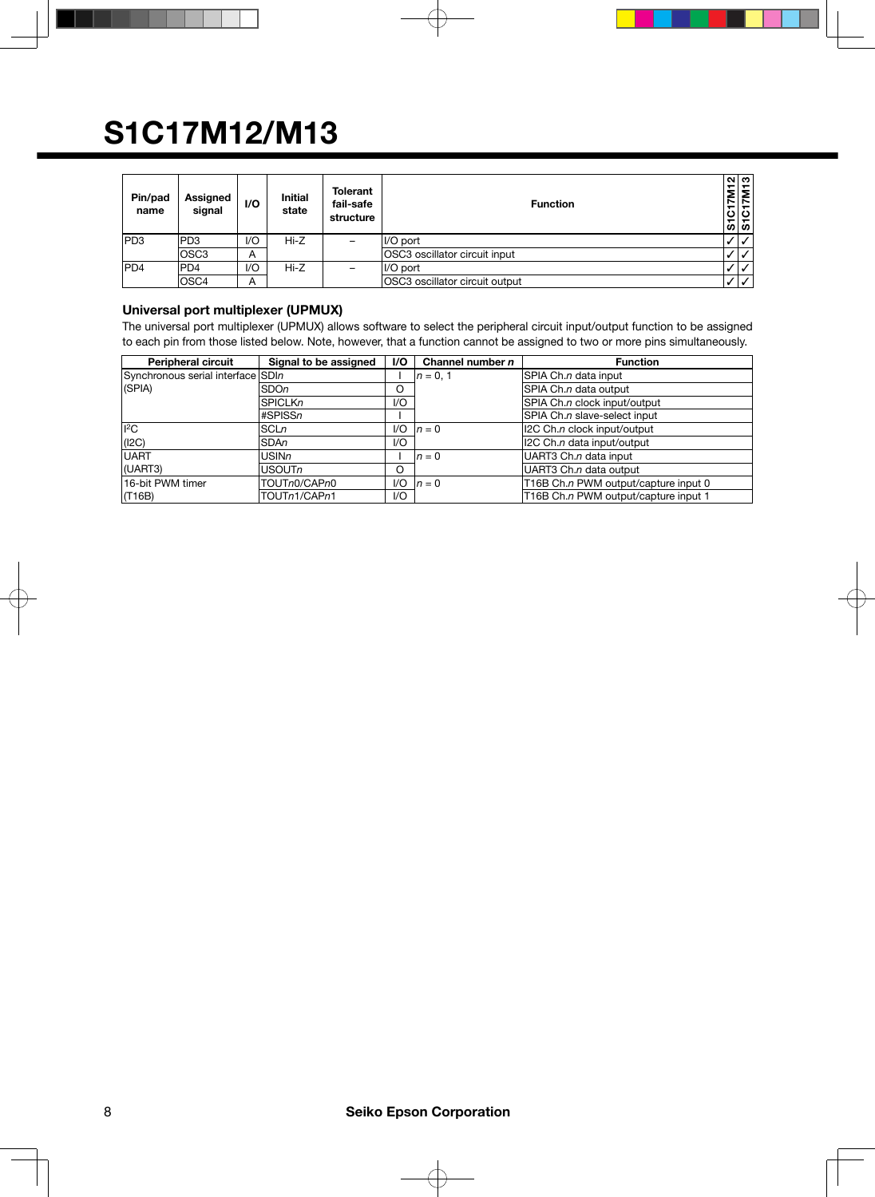# S1C17M12/M13

| Pin/pad name | Assigned signal | I/O | Initial state | Tolerant fail-safe structure | Function | S1C17M12 | S1C17M13 |
|---|---|---|---|---|---|---|---|
| PD3 | PD3 | I/O | Hi-Z | – | I/O port | ✓ | ✓ |
| | OSC3 | A | | | OSC3 oscillator circuit input | ✓ | ✓ |
| PD4 | PD4 | I/O | Hi-Z | – | I/O port | ✓ | ✓ |
| | OSC4 | A | | | OSC3 oscillator circuit output | ✓ | ✓ |

### Universal port multiplexer (UPMUX)

The universal port multiplexer (UPMUX) allows software to select the peripheral circuit input/output function to be assigned to each pin from those listed below. Note, however, that a function cannot be assigned to two or more pins simultaneously.

| Peripheral circuit | Signal to be assigned | I/O | Channel number *n* | Function |
|---|---|---|---|---|
| Synchronous serial interface (SPIA) | SDI*n* | I | *n* = 0, 1 | SPIA Ch.*n* data input |
| | SDO*n* | O | | SPIA Ch.*n* data output |
| | SPICLK*n* | I/O | | SPIA Ch.*n* clock input/output |
| | #SPISS*n* | I | | SPIA Ch.*n* slave-select input |
| I²C (I2C) | SCL*n* | I/O | *n* = 0 | I2C Ch.*n* clock input/output |
| | SDA*n* | I/O | | I2C Ch.*n* data input/output |
| UART (UART3) | USIN*n* | I | *n* = 0 | UART3 Ch.*n* data input |
| | USOUT*n* | O | | UART3 Ch.*n* data output |
| 16-bit PWM timer (T16B) | TOUT*n*0/CAP*n*0 | I/O | *n* = 0 | T16B Ch.*n* PWM output/capture input 0 |
| | TOUT*n*1/CAP*n*1 | I/O | | T16B Ch.*n* PWM output/capture input 1 |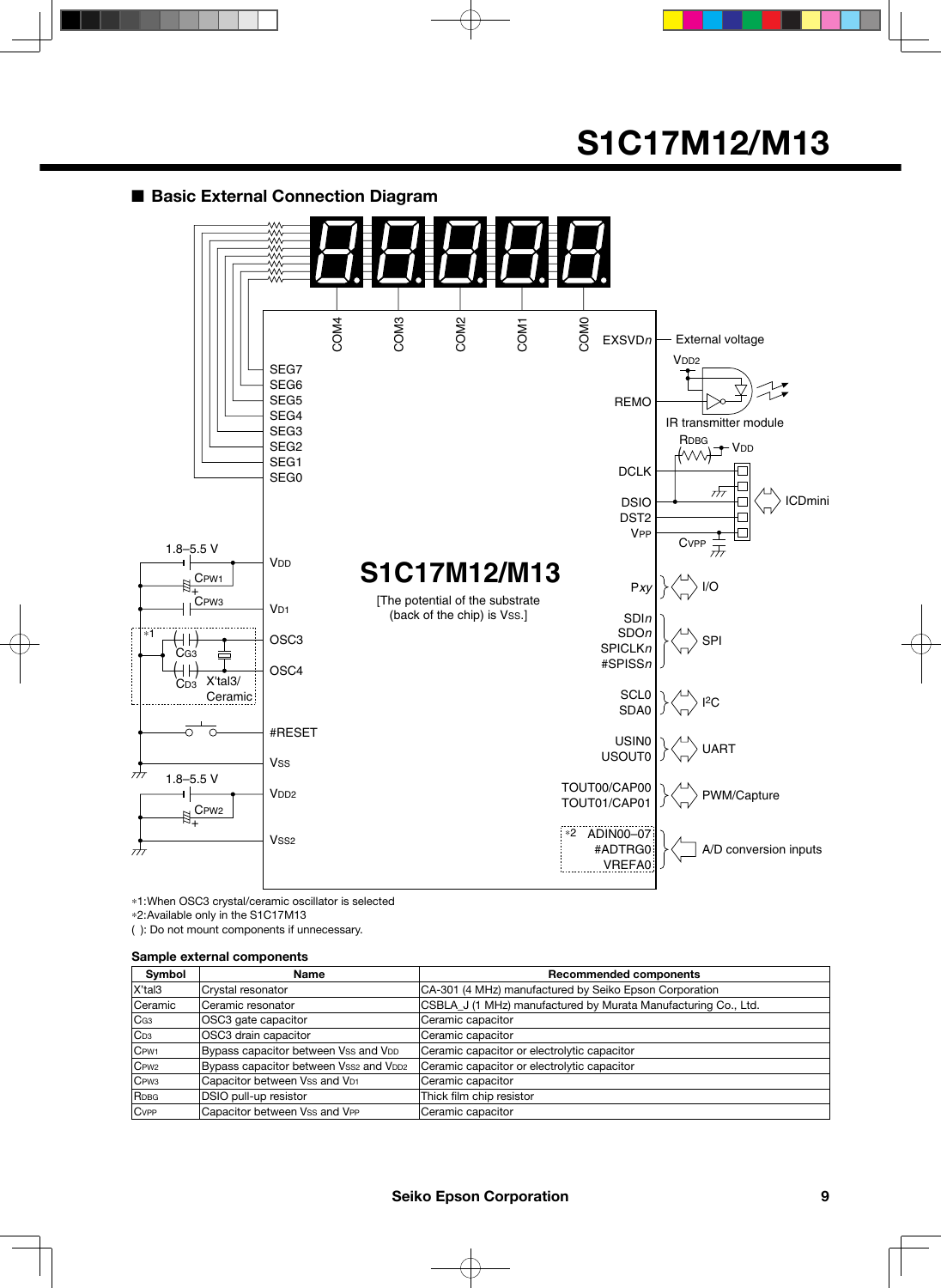# S1C17M12/M13

## ■ Basic External Connection Diagram

*1:When OSC3 crystal/ceramic oscillator is selected
*2:Available only in the S1C17M13
( ): Do not mount components if unnecessary.

**Sample external components**

| Symbol | Name | Recommended components |
|---|---|---|
| X'tal3 | Crystal resonator | CA-301 (4 MHz) manufactured by Seiko Epson Corporation |
| Ceramic | Ceramic resonator | CSBLA_J (1 MHz) manufactured by Murata Manufacturing Co., Ltd. |
| $C_{G3}$ | OSC3 gate capacitor | Ceramic capacitor |
| $C_{D3}$ | OSC3 drain capacitor | Ceramic capacitor |
| $C_{PW1}$ | Bypass capacitor between $V_{SS}$ and $V_{DD}$ | Ceramic capacitor or electrolytic capacitor |
| $C_{PW2}$ | Bypass capacitor between $V_{SS2}$ and $V_{DD2}$ | Ceramic capacitor or electrolytic capacitor |
| $C_{PW3}$ | Capacitor between $V_{SS}$ and $V_{D1}$ | Ceramic capacitor |
| $R_{DBG}$ | DSIO pull-up resistor | Thick film chip resistor |
| $C_{VPP}$ | Capacitor between $V_{SS}$ and $V_{PP}$ | Ceramic capacitor |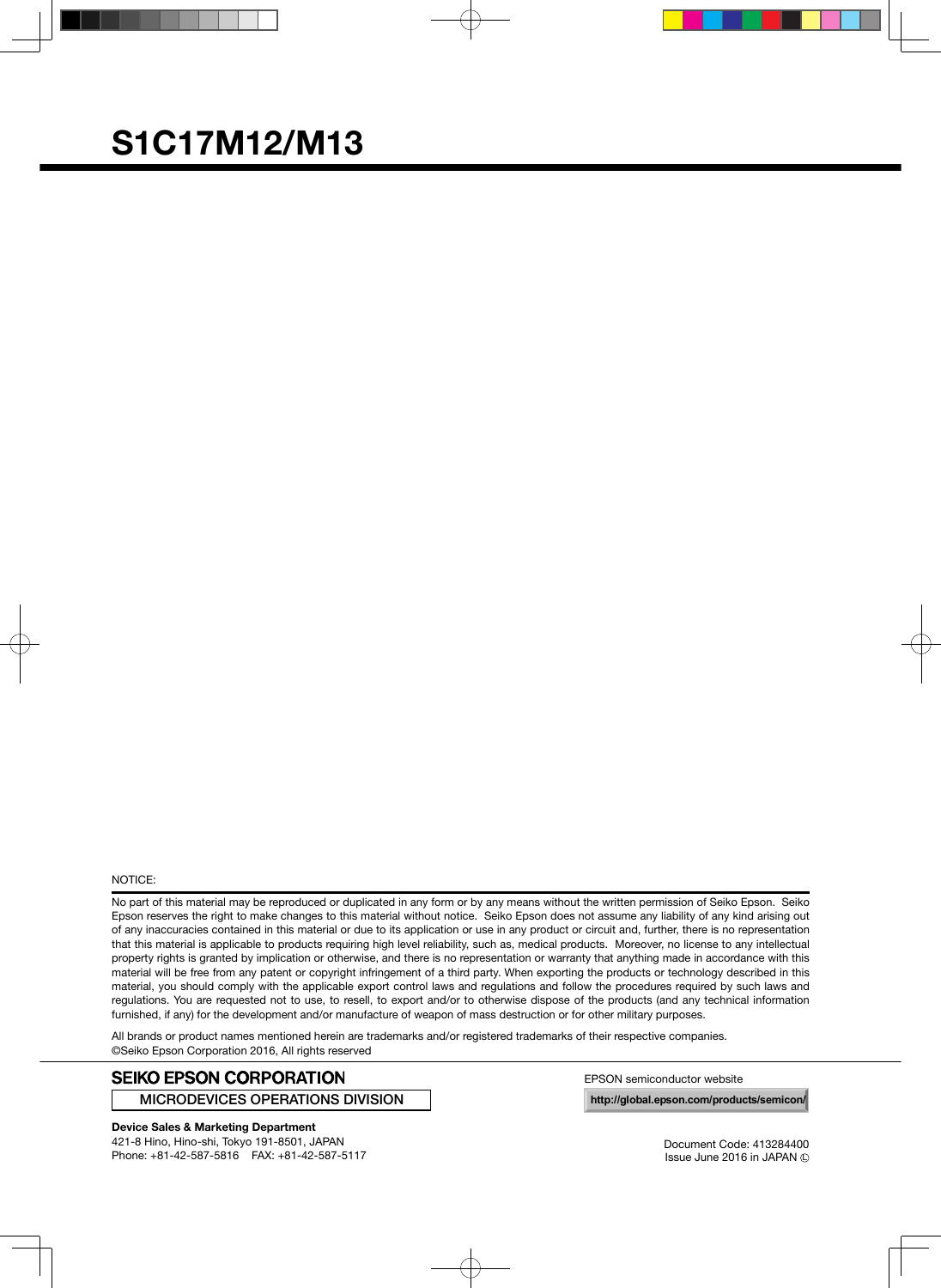# S1C17M12/M13

NOTICE:

No part of this material may be reproduced or duplicated in any form or by any means without the written permission of Seiko Epson. Seiko Epson reserves the right to make changes to this material without notice. Seiko Epson does not assume any liability of any kind arising out of any inaccuracies contained in this material or due to its application or use in any product or circuit and, further, there is no representation that this material is applicable to products requiring high level reliability, such as, medical products. Moreover, no license to any intellectual property rights is granted by implication or otherwise, and there is no representation or warranty that anything made in accordance with this material will be free from any patent or copyright infringement of a third party. When exporting the products or technology described in this material, you should comply with the applicable export control laws and regulations and follow the procedures required by such laws and regulations. You are requested not to use, to resell, to export and/or to otherwise dispose of the products (and any technical information furnished, if any) for the development and/or manufacture of weapon of mass destruction or for other military purposes.

All brands or product names mentioned herein are trademarks and/or registered trademarks of their respective companies.
©Seiko Epson Corporation 2016, All rights reserved

**SEIKO EPSON CORPORATION**

MICRODEVICES OPERATIONS DIVISION

**Device Sales & Marketing Department**
421-8 Hino, Hino-shi, Tokyo 191-8501, JAPAN
Phone: +81-42-587-5816 FAX: +81-42-587-5117

EPSON semiconductor website

**http://global.epson.com/products/semicon/**

Document Code: 413284400
Issue June 2016 in JAPAN Ⓒ